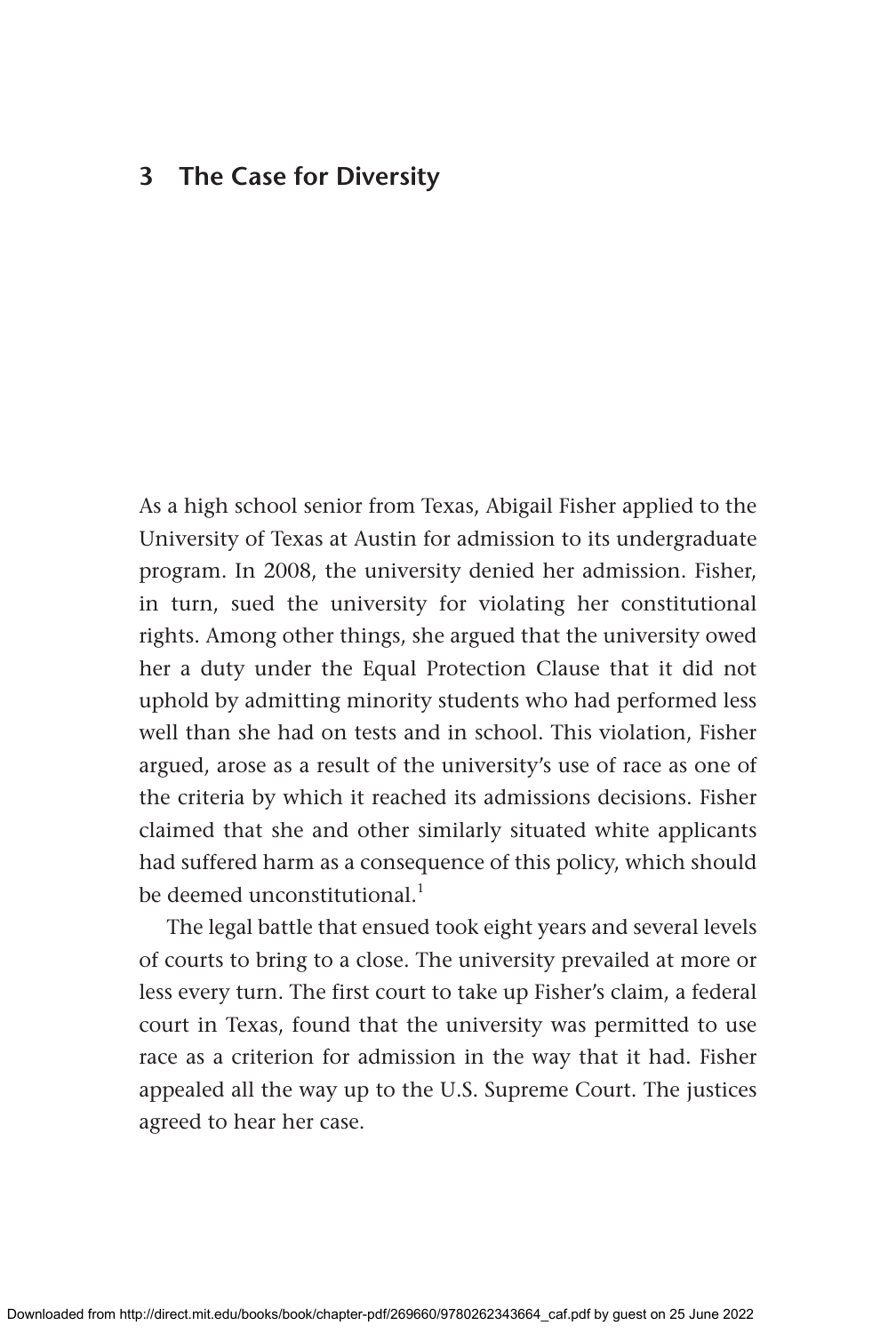# 3 The Case for Diversity

As a high school senior from Texas, Abigail Fisher applied to the University of Texas at Austin for admission to its undergraduate program. In 2008, the university denied her admission. Fisher, in turn, sued the university for violating her constitutional rights. Among other things, she argued that the university owed her a duty under the Equal Protection Clause that it did not uphold by admitting minority students who had performed less well than she had on tests and in school. This violation, Fisher argued, arose as a result of the university's use of race as one of the criteria by which it reached its admissions decisions. Fisher claimed that she and other similarly situated white applicants had suffered harm as a consequence of this policy, which should be deemed unconstitutional.[1]

The legal battle that ensued took eight years and several levels of courts to bring to a close. The university prevailed at more or less every turn. The first court to take up Fisher's claim, a federal court in Texas, found that the university was permitted to use race as a criterion for admission in the way that it had. Fisher appealed all the way up to the U.S. Supreme Court. The justices agreed to hear her case.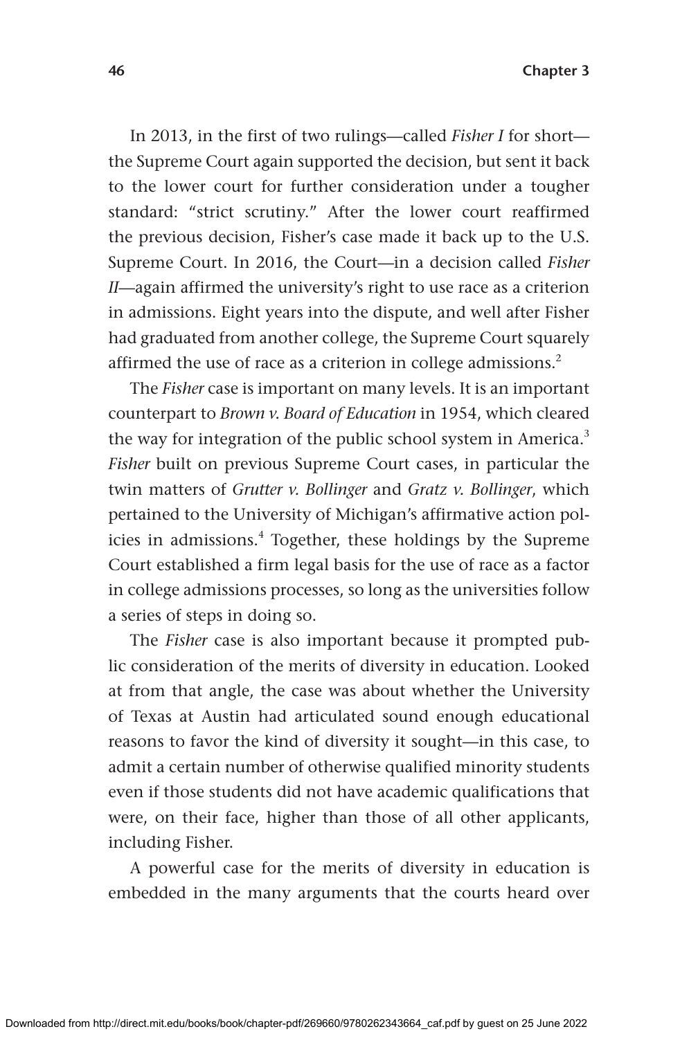In 2013, in the first of two rulings—called *Fisher I* for short—the Supreme Court again supported the decision, but sent it back to the lower court for further consideration under a tougher standard: "strict scrutiny." After the lower court reaffirmed the previous decision, Fisher's case made it back up to the U.S. Supreme Court. In 2016, the Court—in a decision called *Fisher II*—again affirmed the university's right to use race as a criterion in admissions. Eight years into the dispute, and well after Fisher had graduated from another college, the Supreme Court squarely affirmed the use of race as a criterion in college admissions.[2]

The *Fisher* case is important on many levels. It is an important counterpart to *Brown v. Board of Education* in 1954, which cleared the way for integration of the public school system in America.[3] *Fisher* built on previous Supreme Court cases, in particular the twin matters of *Grutter v. Bollinger* and *Gratz v. Bollinger*, which pertained to the University of Michigan's affirmative action policies in admissions.[4] Together, these holdings by the Supreme Court established a firm legal basis for the use of race as a factor in college admissions processes, so long as the universities follow a series of steps in doing so.

The *Fisher* case is also important because it prompted public consideration of the merits of diversity in education. Looked at from that angle, the case was about whether the University of Texas at Austin had articulated sound enough educational reasons to favor the kind of diversity it sought—in this case, to admit a certain number of otherwise qualified minority students even if those students did not have academic qualifications that were, on their face, higher than those of all other applicants, including Fisher.

A powerful case for the merits of diversity in education is embedded in the many arguments that the courts heard over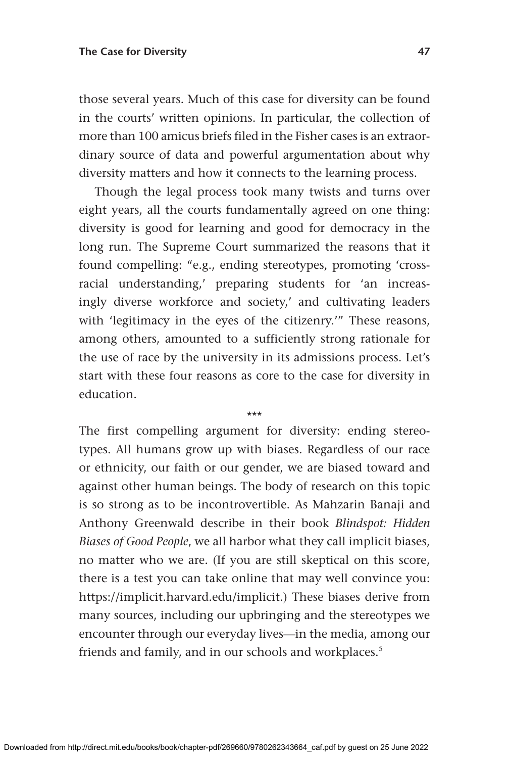those several years. Much of this case for diversity can be found in the courts' written opinions. In particular, the collection of more than 100 amicus briefs filed in the Fisher cases is an extraordinary source of data and powerful argumentation about why diversity matters and how it connects to the learning process.

Though the legal process took many twists and turns over eight years, all the courts fundamentally agreed on one thing: diversity is good for learning and good for democracy in the long run. The Supreme Court summarized the reasons that it found compelling: "e.g., ending stereotypes, promoting 'cross-racial understanding,' preparing students for 'an increasingly diverse workforce and society,' and cultivating leaders with 'legitimacy in the eyes of the citizenry.'" These reasons, among others, amounted to a sufficiently strong rationale for the use of race by the university in its admissions process. Let's start with these four reasons as core to the case for diversity in education.

***

The first compelling argument for diversity: ending stereotypes. All humans grow up with biases. Regardless of our race or ethnicity, our faith or our gender, we are biased toward and against other human beings. The body of research on this topic is so strong as to be incontrovertible. As Mahzarin Banaji and Anthony Greenwald describe in their book *Blindspot: Hidden Biases of Good People*, we all harbor what they call implicit biases, no matter who we are. (If you are still skeptical on this score, there is a test you can take online that may well convince you: https://implicit.harvard.edu/implicit.) These biases derive from many sources, including our upbringing and the stereotypes we encounter through our everyday lives—in the media, among our friends and family, and in our schools and workplaces.[5]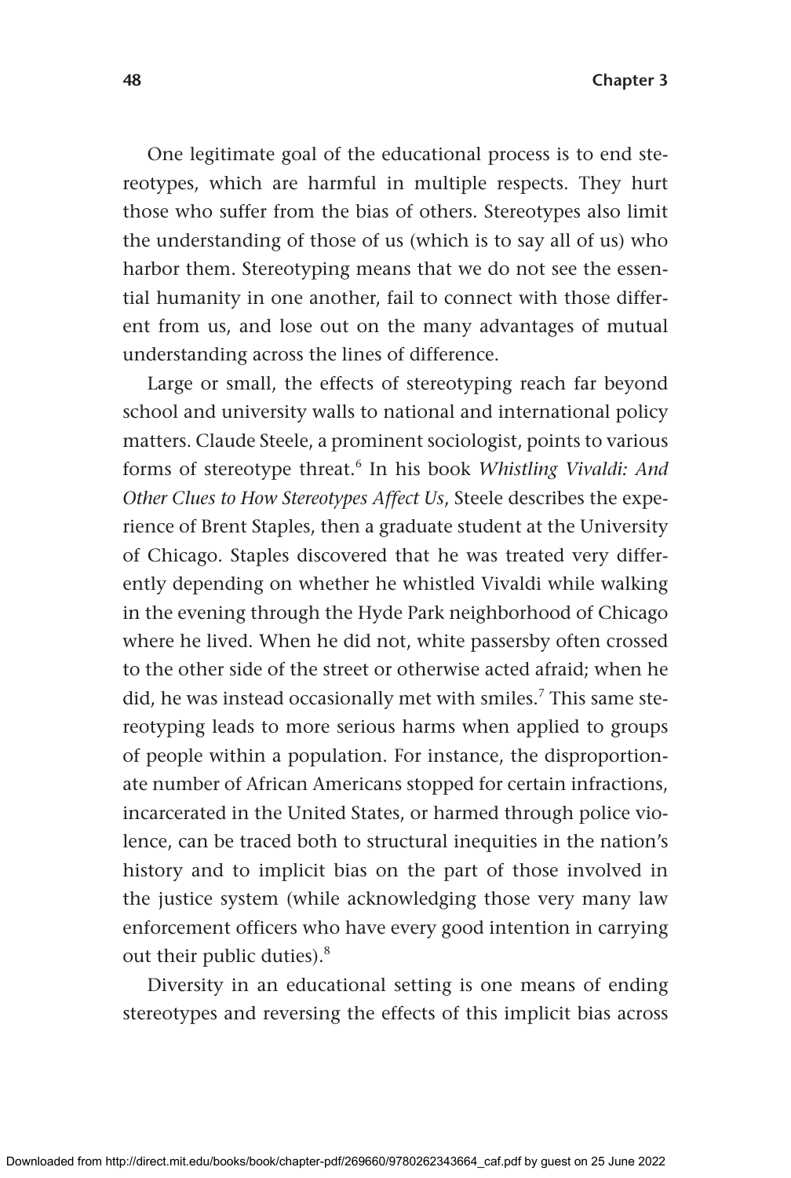One legitimate goal of the educational process is to end stereotypes, which are harmful in multiple respects. They hurt those who suffer from the bias of others. Stereotypes also limit the understanding of those of us (which is to say all of us) who harbor them. Stereotyping means that we do not see the essential humanity in one another, fail to connect with those different from us, and lose out on the many advantages of mutual understanding across the lines of difference.

Large or small, the effects of stereotyping reach far beyond school and university walls to national and international policy matters. Claude Steele, a prominent sociologist, points to various forms of stereotype threat.[6] In his book *Whistling Vivaldi: And Other Clues to How Stereotypes Affect Us*, Steele describes the experience of Brent Staples, then a graduate student at the University of Chicago. Staples discovered that he was treated very differently depending on whether he whistled Vivaldi while walking in the evening through the Hyde Park neighborhood of Chicago where he lived. When he did not, white passersby often crossed to the other side of the street or otherwise acted afraid; when he did, he was instead occasionally met with smiles.[7] This same stereotyping leads to more serious harms when applied to groups of people within a population. For instance, the disproportionate number of African Americans stopped for certain infractions, incarcerated in the United States, or harmed through police violence, can be traced both to structural inequities in the nation's history and to implicit bias on the part of those involved in the justice system (while acknowledging those very many law enforcement officers who have every good intention in carrying out their public duties).[8]

Diversity in an educational setting is one means of ending stereotypes and reversing the effects of this implicit bias across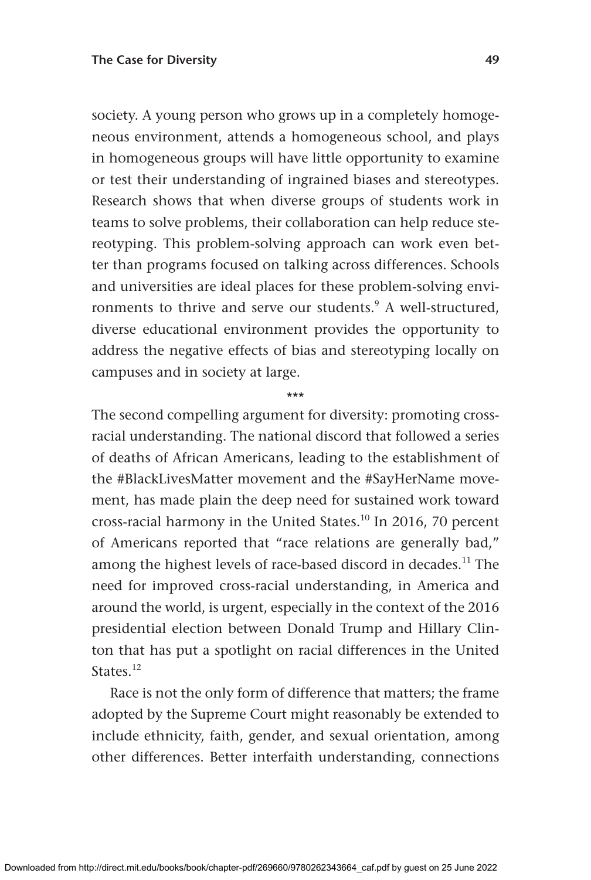society. A young person who grows up in a completely homogeneous environment, attends a homogeneous school, and plays in homogeneous groups will have little opportunity to examine or test their understanding of ingrained biases and stereotypes. Research shows that when diverse groups of students work in teams to solve problems, their collaboration can help reduce stereotyping. This problem-solving approach can work even better than programs focused on talking across differences. Schools and universities are ideal places for these problem-solving environments to thrive and serve our students.[9] A well-structured, diverse educational environment provides the opportunity to address the negative effects of bias and stereotyping locally on campuses and in society at large.

***

The second compelling argument for diversity: promoting cross-racial understanding. The national discord that followed a series of deaths of African Americans, leading to the establishment of the #BlackLivesMatter movement and the #SayHerName movement, has made plain the deep need for sustained work toward cross-racial harmony in the United States.[10] In 2016, 70 percent of Americans reported that "race relations are generally bad," among the highest levels of race-based discord in decades.[11] The need for improved cross-racial understanding, in America and around the world, is urgent, especially in the context of the 2016 presidential election between Donald Trump and Hillary Clinton that has put a spotlight on racial differences in the United States.[12]

Race is not the only form of difference that matters; the frame adopted by the Supreme Court might reasonably be extended to include ethnicity, faith, gender, and sexual orientation, among other differences. Better interfaith understanding, connections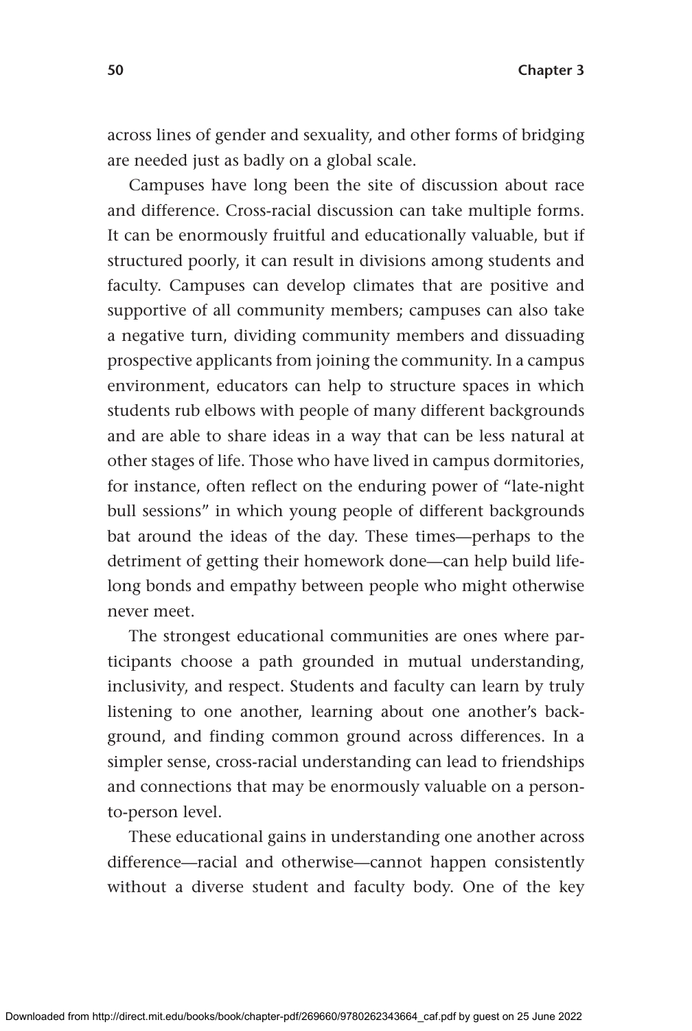across lines of gender and sexuality, and other forms of bridging are needed just as badly on a global scale.

Campuses have long been the site of discussion about race and difference. Cross-racial discussion can take multiple forms. It can be enormously fruitful and educationally valuable, but if structured poorly, it can result in divisions among students and faculty. Campuses can develop climates that are positive and supportive of all community members; campuses can also take a negative turn, dividing community members and dissuading prospective applicants from joining the community. In a campus environment, educators can help to structure spaces in which students rub elbows with people of many different backgrounds and are able to share ideas in a way that can be less natural at other stages of life. Those who have lived in campus dormitories, for instance, often reflect on the enduring power of "late-night bull sessions" in which young people of different backgrounds bat around the ideas of the day. These times—perhaps to the detriment of getting their homework done—can help build lifelong bonds and empathy between people who might otherwise never meet.

The strongest educational communities are ones where participants choose a path grounded in mutual understanding, inclusivity, and respect. Students and faculty can learn by truly listening to one another, learning about one another's background, and finding common ground across differences. In a simpler sense, cross-racial understanding can lead to friendships and connections that may be enormously valuable on a person-to-person level.

These educational gains in understanding one another across difference—racial and otherwise—cannot happen consistently without a diverse student and faculty body. One of the key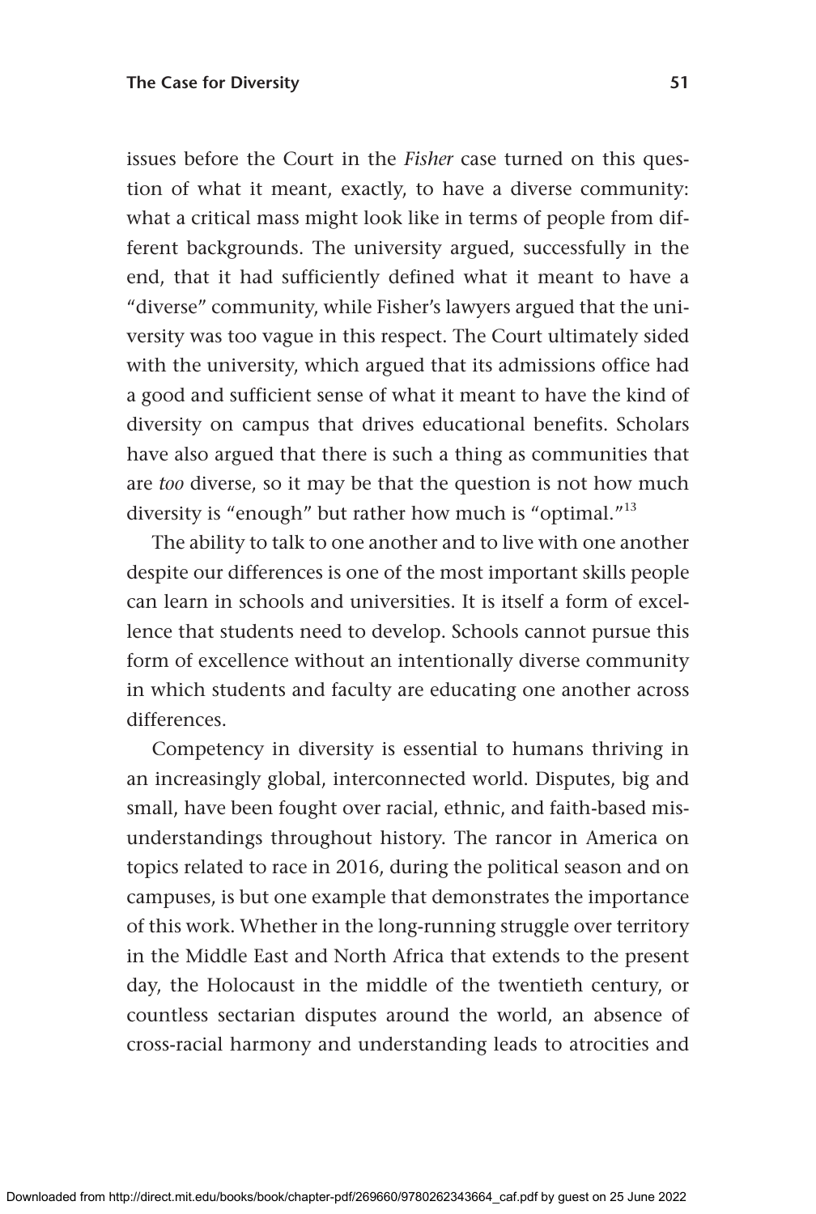issues before the Court in the *Fisher* case turned on this question of what it meant, exactly, to have a diverse community: what a critical mass might look like in terms of people from different backgrounds. The university argued, successfully in the end, that it had sufficiently defined what it meant to have a "diverse" community, while Fisher's lawyers argued that the university was too vague in this respect. The Court ultimately sided with the university, which argued that its admissions office had a good and sufficient sense of what it meant to have the kind of diversity on campus that drives educational benefits. Scholars have also argued that there is such a thing as communities that are *too* diverse, so it may be that the question is not how much diversity is "enough" but rather how much is "optimal."[13]

The ability to talk to one another and to live with one another despite our differences is one of the most important skills people can learn in schools and universities. It is itself a form of excellence that students need to develop. Schools cannot pursue this form of excellence without an intentionally diverse community in which students and faculty are educating one another across differences.

Competency in diversity is essential to humans thriving in an increasingly global, interconnected world. Disputes, big and small, have been fought over racial, ethnic, and faith-based misunderstandings throughout history. The rancor in America on topics related to race in 2016, during the political season and on campuses, is but one example that demonstrates the importance of this work. Whether in the long-running struggle over territory in the Middle East and North Africa that extends to the present day, the Holocaust in the middle of the twentieth century, or countless sectarian disputes around the world, an absence of cross-racial harmony and understanding leads to atrocities and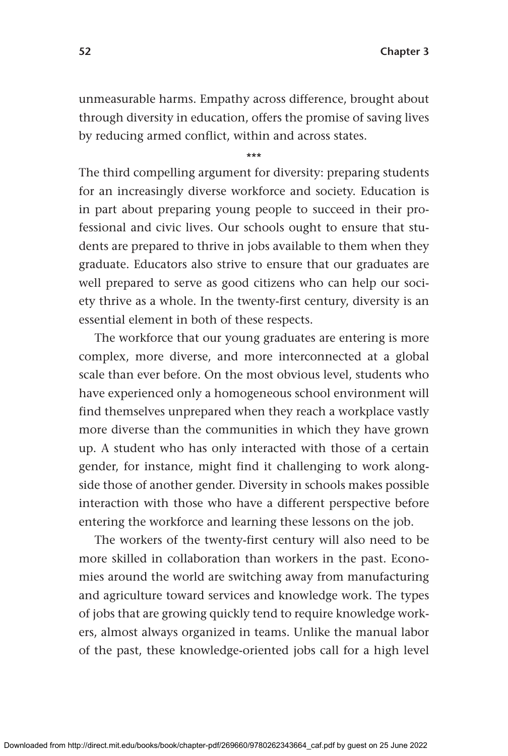unmeasurable harms. Empathy across difference, brought about through diversity in education, offers the promise of saving lives by reducing armed conflict, within and across states.

***

The third compelling argument for diversity: preparing students for an increasingly diverse workforce and society. Education is in part about preparing young people to succeed in their professional and civic lives. Our schools ought to ensure that students are prepared to thrive in jobs available to them when they graduate. Educators also strive to ensure that our graduates are well prepared to serve as good citizens who can help our society thrive as a whole. In the twenty-first century, diversity is an essential element in both of these respects.

The workforce that our young graduates are entering is more complex, more diverse, and more interconnected at a global scale than ever before. On the most obvious level, students who have experienced only a homogeneous school environment will find themselves unprepared when they reach a workplace vastly more diverse than the communities in which they have grown up. A student who has only interacted with those of a certain gender, for instance, might find it challenging to work alongside those of another gender. Diversity in schools makes possible interaction with those who have a different perspective before entering the workforce and learning these lessons on the job.

The workers of the twenty-first century will also need to be more skilled in collaboration than workers in the past. Economies around the world are switching away from manufacturing and agriculture toward services and knowledge work. The types of jobs that are growing quickly tend to require knowledge workers, almost always organized in teams. Unlike the manual labor of the past, these knowledge-oriented jobs call for a high level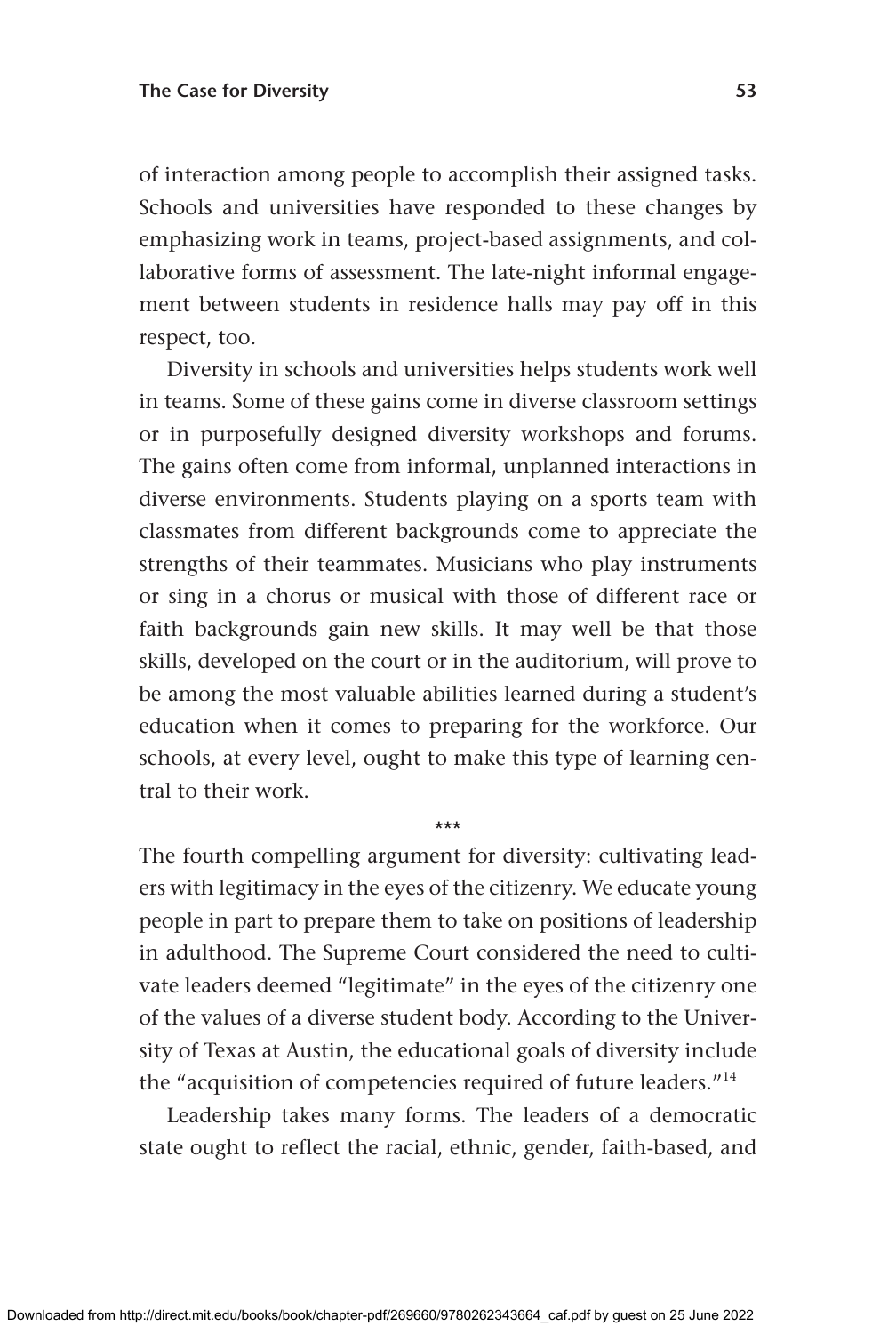of interaction among people to accomplish their assigned tasks. Schools and universities have responded to these changes by emphasizing work in teams, project-based assignments, and collaborative forms of assessment. The late-night informal engagement between students in residence halls may pay off in this respect, too.

Diversity in schools and universities helps students work well in teams. Some of these gains come in diverse classroom settings or in purposefully designed diversity workshops and forums. The gains often come from informal, unplanned interactions in diverse environments. Students playing on a sports team with classmates from different backgrounds come to appreciate the strengths of their teammates. Musicians who play instruments or sing in a chorus or musical with those of different race or faith backgrounds gain new skills. It may well be that those skills, developed on the court or in the auditorium, will prove to be among the most valuable abilities learned during a student's education when it comes to preparing for the workforce. Our schools, at every level, ought to make this type of learning central to their work.

***

The fourth compelling argument for diversity: cultivating leaders with legitimacy in the eyes of the citizenry. We educate young people in part to prepare them to take on positions of leadership in adulthood. The Supreme Court considered the need to cultivate leaders deemed "legitimate" in the eyes of the citizenry one of the values of a diverse student body. According to the University of Texas at Austin, the educational goals of diversity include the "acquisition of competencies required of future leaders."[14]

Leadership takes many forms. The leaders of a democratic state ought to reflect the racial, ethnic, gender, faith-based, and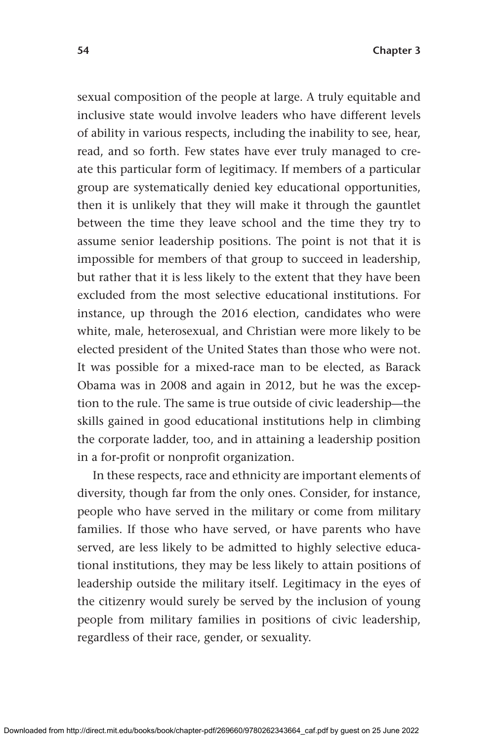sexual composition of the people at large. A truly equitable and inclusive state would involve leaders who have different levels of ability in various respects, including the inability to see, hear, read, and so forth. Few states have ever truly managed to create this particular form of legitimacy. If members of a particular group are systematically denied key educational opportunities, then it is unlikely that they will make it through the gauntlet between the time they leave school and the time they try to assume senior leadership positions. The point is not that it is impossible for members of that group to succeed in leadership, but rather that it is less likely to the extent that they have been excluded from the most selective educational institutions. For instance, up through the 2016 election, candidates who were white, male, heterosexual, and Christian were more likely to be elected president of the United States than those who were not. It was possible for a mixed-race man to be elected, as Barack Obama was in 2008 and again in 2012, but he was the exception to the rule. The same is true outside of civic leadership—the skills gained in good educational institutions help in climbing the corporate ladder, too, and in attaining a leadership position in a for-profit or nonprofit organization.

In these respects, race and ethnicity are important elements of diversity, though far from the only ones. Consider, for instance, people who have served in the military or come from military families. If those who have served, or have parents who have served, are less likely to be admitted to highly selective educational institutions, they may be less likely to attain positions of leadership outside the military itself. Legitimacy in the eyes of the citizenry would surely be served by the inclusion of young people from military families in positions of civic leadership, regardless of their race, gender, or sexuality.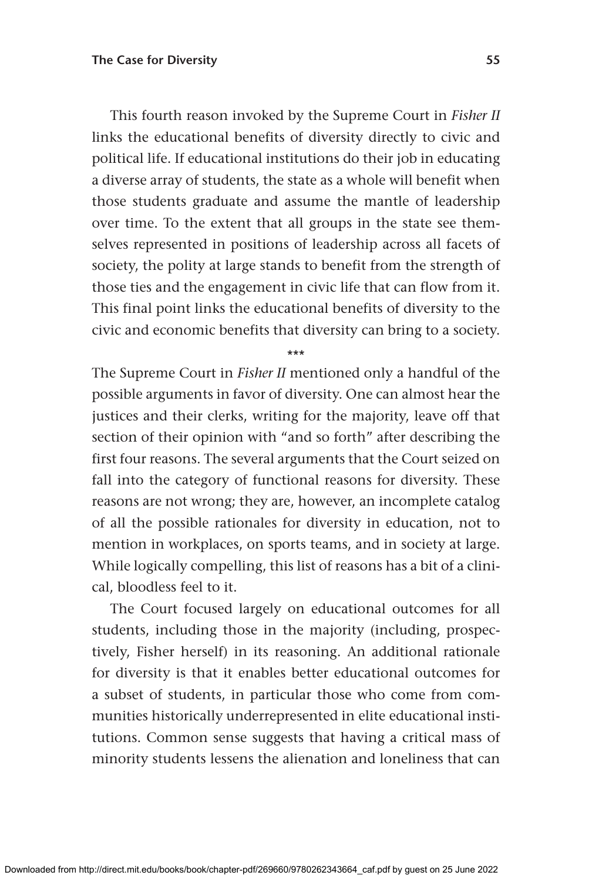This fourth reason invoked by the Supreme Court in *Fisher II* links the educational benefits of diversity directly to civic and political life. If educational institutions do their job in educating a diverse array of students, the state as a whole will benefit when those students graduate and assume the mantle of leadership over time. To the extent that all groups in the state see themselves represented in positions of leadership across all facets of society, the polity at large stands to benefit from the strength of those ties and the engagement in civic life that can flow from it. This final point links the educational benefits of diversity to the civic and economic benefits that diversity can bring to a society.

***

The Supreme Court in *Fisher II* mentioned only a handful of the possible arguments in favor of diversity. One can almost hear the justices and their clerks, writing for the majority, leave off that section of their opinion with "and so forth" after describing the first four reasons. The several arguments that the Court seized on fall into the category of functional reasons for diversity. These reasons are not wrong; they are, however, an incomplete catalog of all the possible rationales for diversity in education, not to mention in workplaces, on sports teams, and in society at large. While logically compelling, this list of reasons has a bit of a clinical, bloodless feel to it.

The Court focused largely on educational outcomes for all students, including those in the majority (including, prospectively, Fisher herself) in its reasoning. An additional rationale for diversity is that it enables better educational outcomes for a subset of students, in particular those who come from communities historically underrepresented in elite educational institutions. Common sense suggests that having a critical mass of minority students lessens the alienation and loneliness that can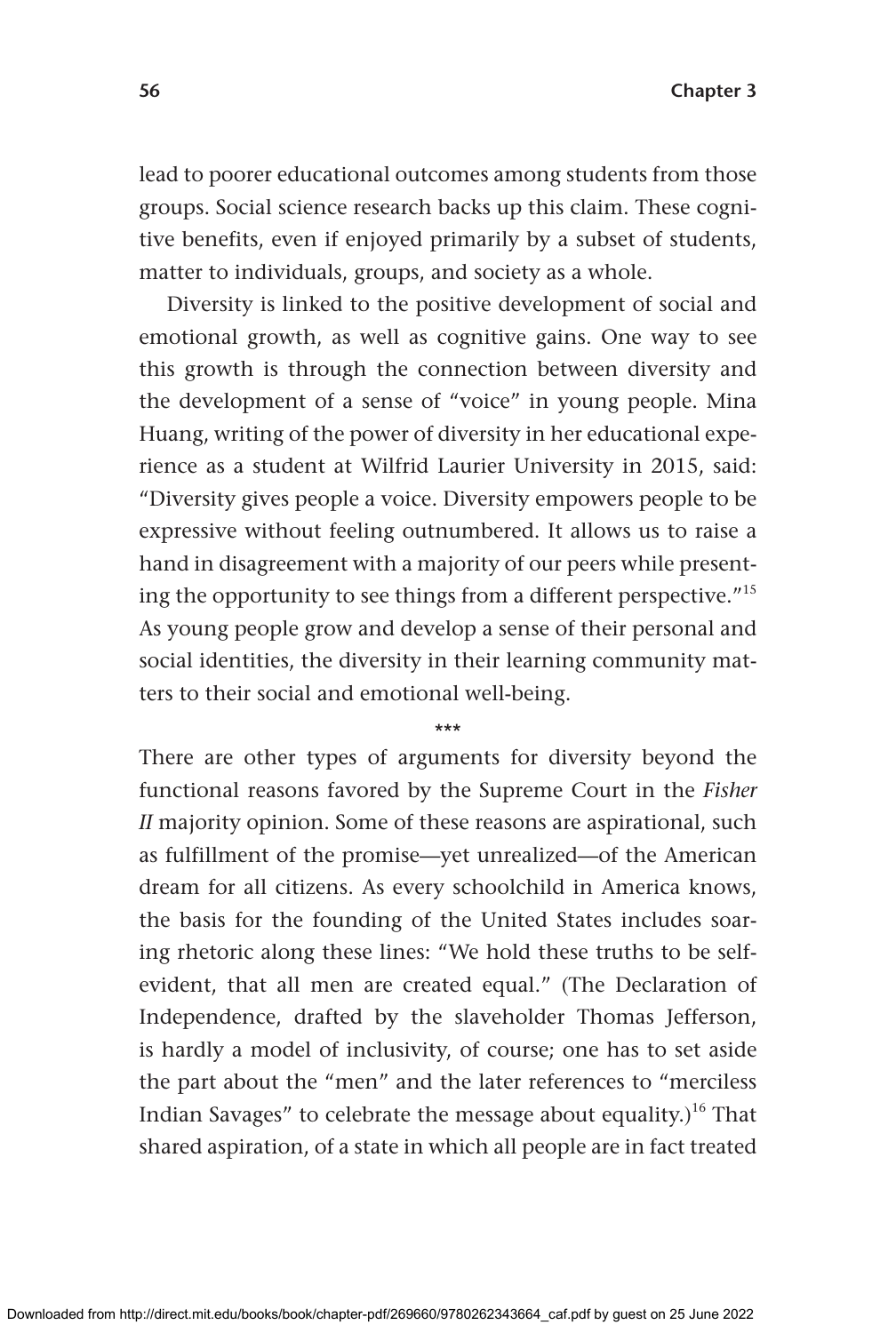lead to poorer educational outcomes among students from those groups. Social science research backs up this claim. These cognitive benefits, even if enjoyed primarily by a subset of students, matter to individuals, groups, and society as a whole.

Diversity is linked to the positive development of social and emotional growth, as well as cognitive gains. One way to see this growth is through the connection between diversity and the development of a sense of "voice" in young people. Mina Huang, writing of the power of diversity in her educational experience as a student at Wilfrid Laurier University in 2015, said: "Diversity gives people a voice. Diversity empowers people to be expressive without feeling outnumbered. It allows us to raise a hand in disagreement with a majority of our peers while presenting the opportunity to see things from a different perspective."[15] As young people grow and develop a sense of their personal and social identities, the diversity in their learning community matters to their social and emotional well-being.

***

There are other types of arguments for diversity beyond the functional reasons favored by the Supreme Court in the *Fisher II* majority opinion. Some of these reasons are aspirational, such as fulfillment of the promise—yet unrealized—of the American dream for all citizens. As every schoolchild in America knows, the basis for the founding of the United States includes soaring rhetoric along these lines: "We hold these truths to be self-evident, that all men are created equal." (The Declaration of Independence, drafted by the slaveholder Thomas Jefferson, is hardly a model of inclusivity, of course; one has to set aside the part about the "men" and the later references to "merciless Indian Savages" to celebrate the message about equality.)[16] That shared aspiration, of a state in which all people are in fact treated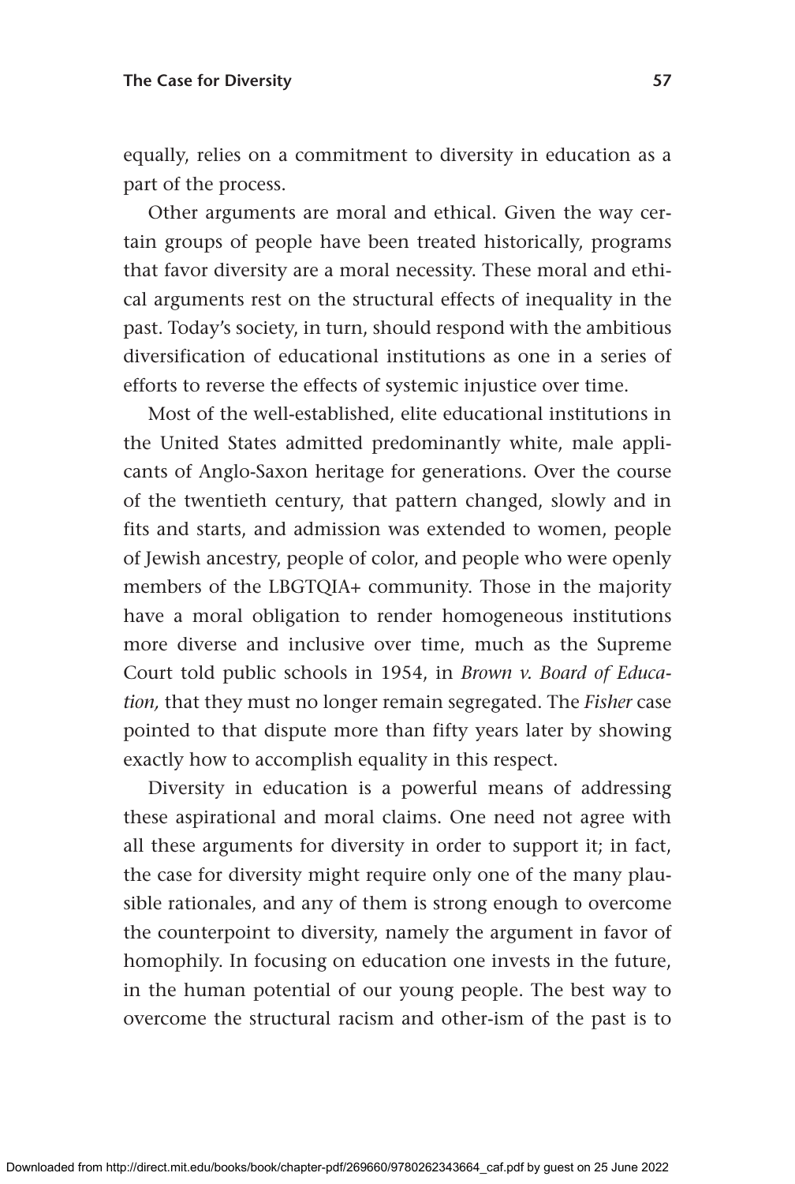equally, relies on a commitment to diversity in education as a part of the process.

Other arguments are moral and ethical. Given the way certain groups of people have been treated historically, programs that favor diversity are a moral necessity. These moral and ethical arguments rest on the structural effects of inequality in the past. Today's society, in turn, should respond with the ambitious diversification of educational institutions as one in a series of efforts to reverse the effects of systemic injustice over time.

Most of the well-established, elite educational institutions in the United States admitted predominantly white, male applicants of Anglo-Saxon heritage for generations. Over the course of the twentieth century, that pattern changed, slowly and in fits and starts, and admission was extended to women, people of Jewish ancestry, people of color, and people who were openly members of the LBGTQIA+ community. Those in the majority have a moral obligation to render homogeneous institutions more diverse and inclusive over time, much as the Supreme Court told public schools in 1954, in *Brown v. Board of Education,* that they must no longer remain segregated. The *Fisher* case pointed to that dispute more than fifty years later by showing exactly how to accomplish equality in this respect.

Diversity in education is a powerful means of addressing these aspirational and moral claims. One need not agree with all these arguments for diversity in order to support it; in fact, the case for diversity might require only one of the many plausible rationales, and any of them is strong enough to overcome the counterpoint to diversity, namely the argument in favor of homophily. In focusing on education one invests in the future, in the human potential of our young people. The best way to overcome the structural racism and other-ism of the past is to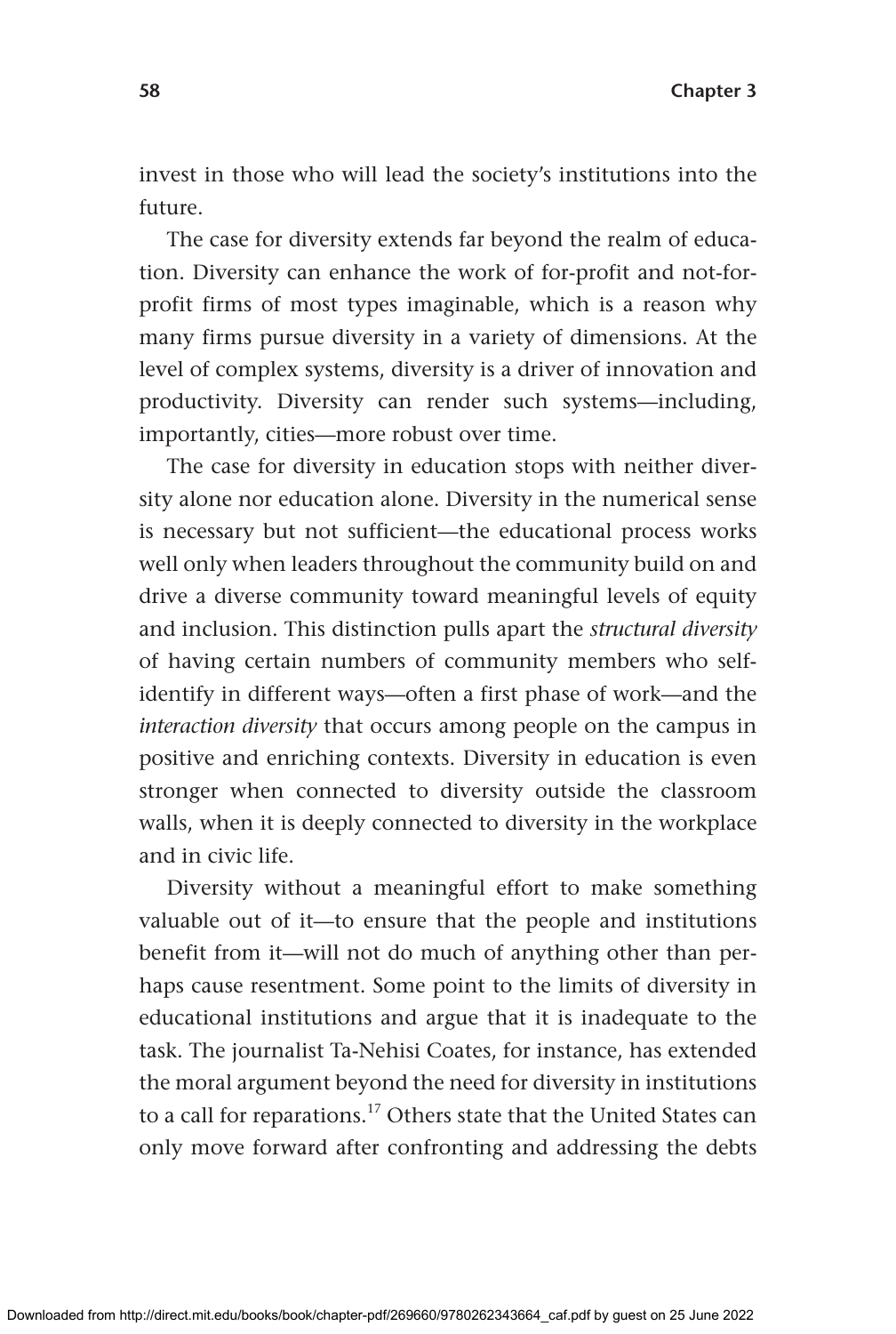invest in those who will lead the society's institutions into the future.

The case for diversity extends far beyond the realm of education. Diversity can enhance the work of for-profit and not-for-profit firms of most types imaginable, which is a reason why many firms pursue diversity in a variety of dimensions. At the level of complex systems, diversity is a driver of innovation and productivity. Diversity can render such systems—including, importantly, cities—more robust over time.

The case for diversity in education stops with neither diversity alone nor education alone. Diversity in the numerical sense is necessary but not sufficient—the educational process works well only when leaders throughout the community build on and drive a diverse community toward meaningful levels of equity and inclusion. This distinction pulls apart the *structural diversity* of having certain numbers of community members who self-identify in different ways—often a first phase of work—and the *interaction diversity* that occurs among people on the campus in positive and enriching contexts. Diversity in education is even stronger when connected to diversity outside the classroom walls, when it is deeply connected to diversity in the workplace and in civic life.

Diversity without a meaningful effort to make something valuable out of it—to ensure that the people and institutions benefit from it—will not do much of anything other than perhaps cause resentment. Some point to the limits of diversity in educational institutions and argue that it is inadequate to the task. The journalist Ta-Nehisi Coates, for instance, has extended the moral argument beyond the need for diversity in institutions to a call for reparations.[17] Others state that the United States can only move forward after confronting and addressing the debts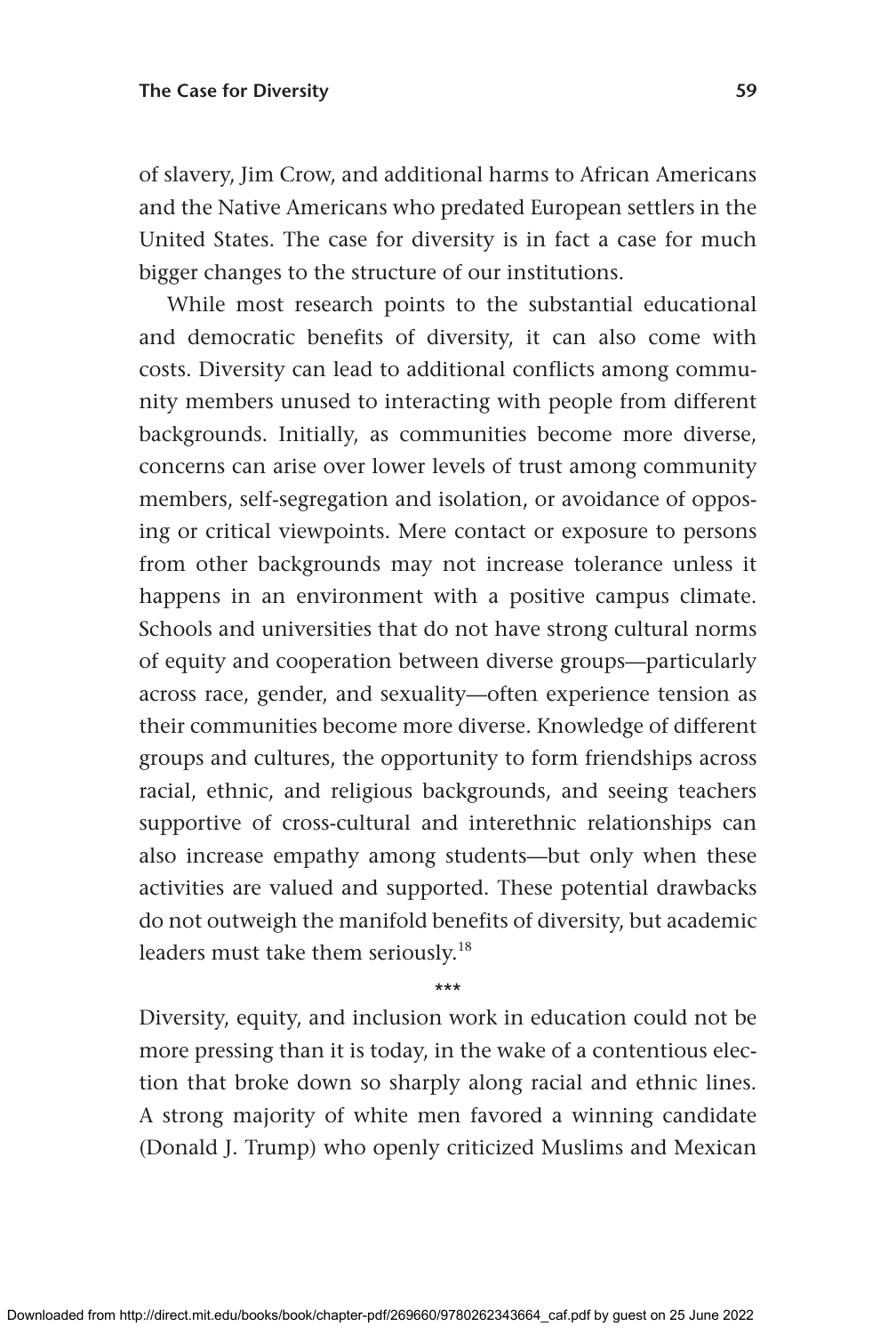of slavery, Jim Crow, and additional harms to African Americans and the Native Americans who predated European settlers in the United States. The case for diversity is in fact a case for much bigger changes to the structure of our institutions.

While most research points to the substantial educational and democratic benefits of diversity, it can also come with costs. Diversity can lead to additional conflicts among community members unused to interacting with people from different backgrounds. Initially, as communities become more diverse, concerns can arise over lower levels of trust among community members, self-segregation and isolation, or avoidance of opposing or critical viewpoints. Mere contact or exposure to persons from other backgrounds may not increase tolerance unless it happens in an environment with a positive campus climate. Schools and universities that do not have strong cultural norms of equity and cooperation between diverse groups—particularly across race, gender, and sexuality—often experience tension as their communities become more diverse. Knowledge of different groups and cultures, the opportunity to form friendships across racial, ethnic, and religious backgrounds, and seeing teachers supportive of cross-cultural and interethnic relationships can also increase empathy among students—but only when these activities are valued and supported. These potential drawbacks do not outweigh the manifold benefits of diversity, but academic leaders must take them seriously.[18]

***

Diversity, equity, and inclusion work in education could not be more pressing than it is today, in the wake of a contentious election that broke down so sharply along racial and ethnic lines. A strong majority of white men favored a winning candidate (Donald J. Trump) who openly criticized Muslims and Mexican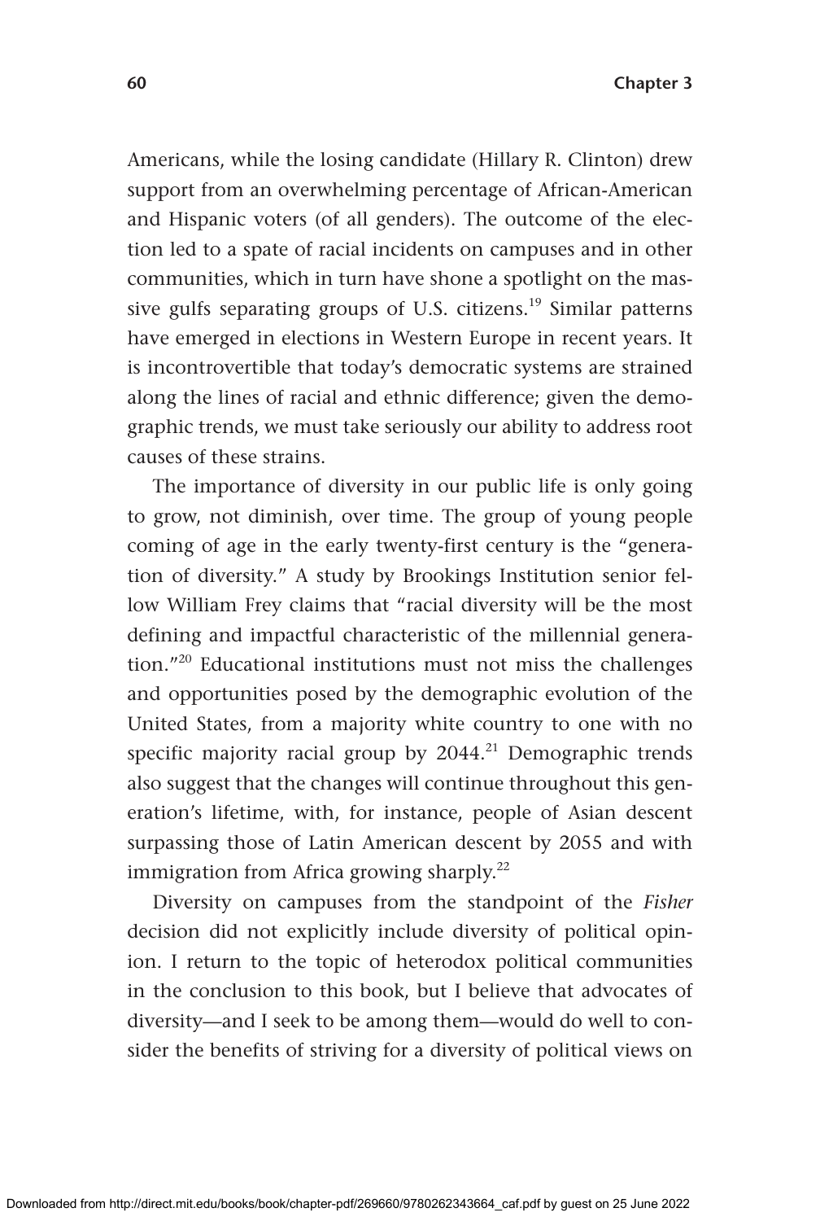Americans, while the losing candidate (Hillary R. Clinton) drew support from an overwhelming percentage of African-American and Hispanic voters (of all genders). The outcome of the election led to a spate of racial incidents on campuses and in other communities, which in turn have shone a spotlight on the massive gulfs separating groups of U.S. citizens.[19] Similar patterns have emerged in elections in Western Europe in recent years. It is incontrovertible that today's democratic systems are strained along the lines of racial and ethnic difference; given the demographic trends, we must take seriously our ability to address root causes of these strains.

The importance of diversity in our public life is only going to grow, not diminish, over time. The group of young people coming of age in the early twenty-first century is the "generation of diversity." A study by Brookings Institution senior fellow William Frey claims that "racial diversity will be the most defining and impactful characteristic of the millennial generation."[20] Educational institutions must not miss the challenges and opportunities posed by the demographic evolution of the United States, from a majority white country to one with no specific majority racial group by 2044.[21] Demographic trends also suggest that the changes will continue throughout this generation's lifetime, with, for instance, people of Asian descent surpassing those of Latin American descent by 2055 and with immigration from Africa growing sharply.[22]

Diversity on campuses from the standpoint of the *Fisher* decision did not explicitly include diversity of political opinion. I return to the topic of heterodox political communities in the conclusion to this book, but I believe that advocates of diversity—and I seek to be among them—would do well to consider the benefits of striving for a diversity of political views on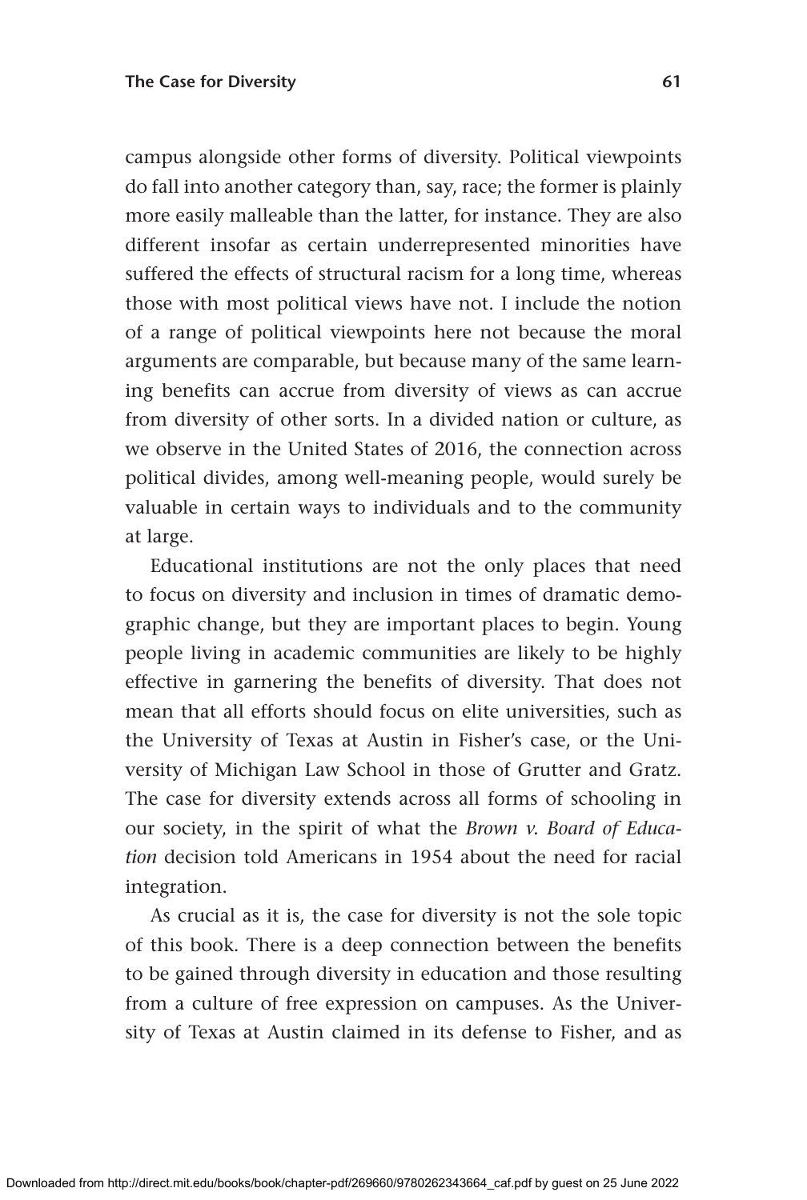campus alongside other forms of diversity. Political viewpoints do fall into another category than, say, race; the former is plainly more easily malleable than the latter, for instance. They are also different insofar as certain underrepresented minorities have suffered the effects of structural racism for a long time, whereas those with most political views have not. I include the notion of a range of political viewpoints here not because the moral arguments are comparable, but because many of the same learning benefits can accrue from diversity of views as can accrue from diversity of other sorts. In a divided nation or culture, as we observe in the United States of 2016, the connection across political divides, among well-meaning people, would surely be valuable in certain ways to individuals and to the community at large.

Educational institutions are not the only places that need to focus on diversity and inclusion in times of dramatic demographic change, but they are important places to begin. Young people living in academic communities are likely to be highly effective in garnering the benefits of diversity. That does not mean that all efforts should focus on elite universities, such as the University of Texas at Austin in Fisher's case, or the University of Michigan Law School in those of Grutter and Gratz. The case for diversity extends across all forms of schooling in our society, in the spirit of what the *Brown v. Board of Education* decision told Americans in 1954 about the need for racial integration.

As crucial as it is, the case for diversity is not the sole topic of this book. There is a deep connection between the benefits to be gained through diversity in education and those resulting from a culture of free expression on campuses. As the University of Texas at Austin claimed in its defense to Fisher, and as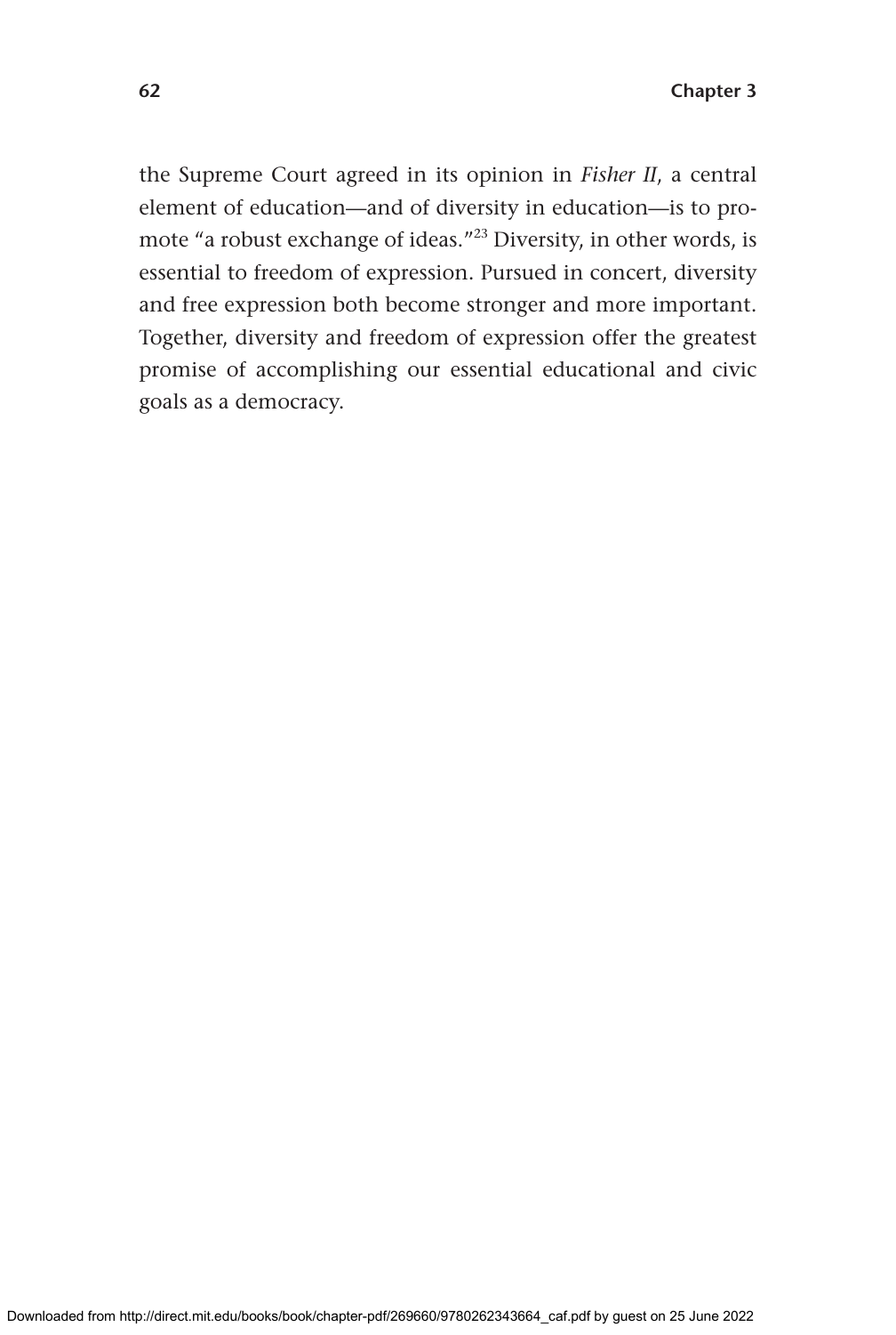the Supreme Court agreed in its opinion in *Fisher II*, a central element of education—and of diversity in education—is to promote "a robust exchange of ideas."[23] Diversity, in other words, is essential to freedom of expression. Pursued in concert, diversity and free expression both become stronger and more important. Together, diversity and freedom of expression offer the greatest promise of accomplishing our essential educational and civic goals as a democracy.